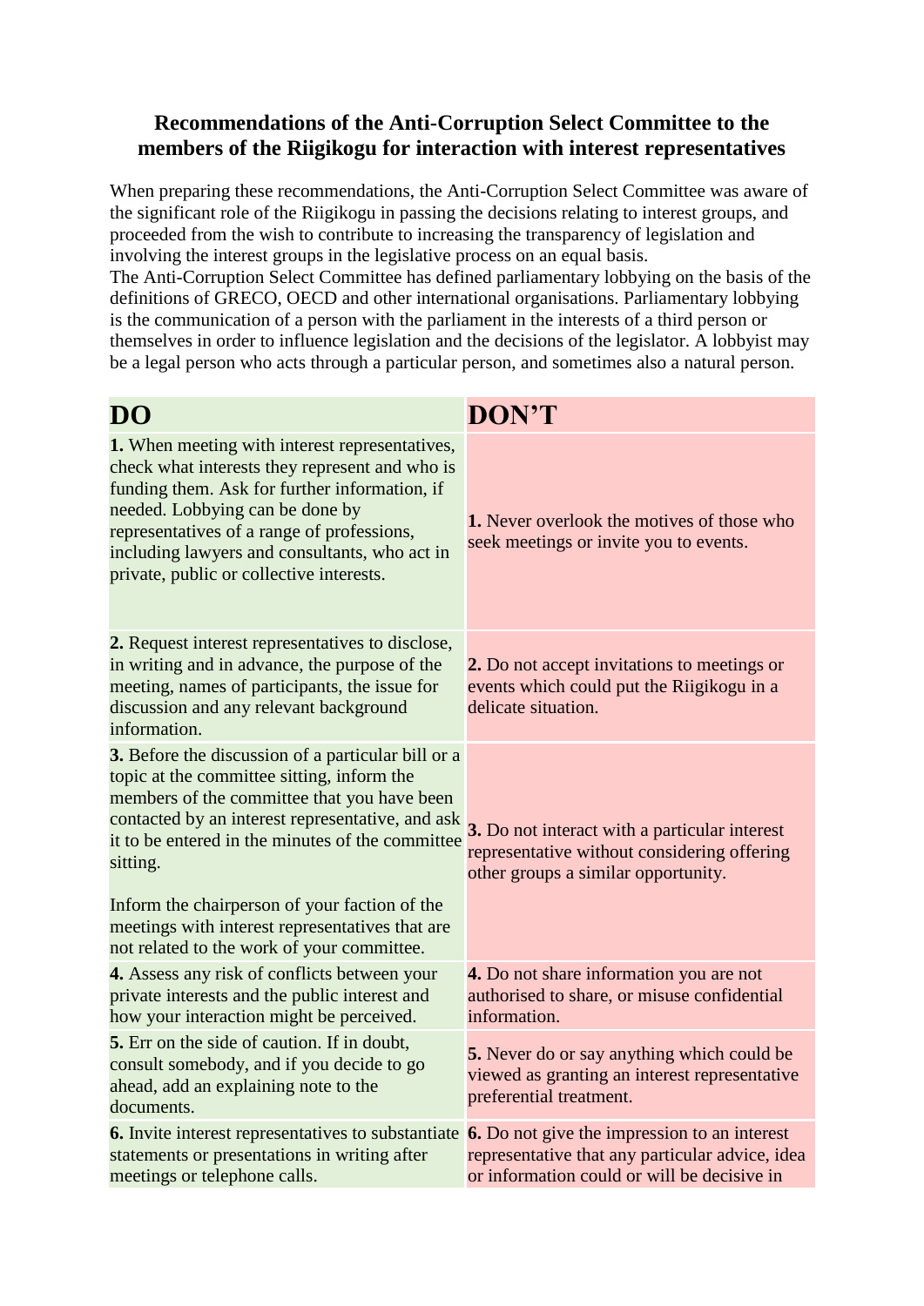# Recommendations of the Anti-Corruption Select Committee to the members of the Riigikogu for interaction with interest representatives

When preparing these recommendations, the Anti-Corruption Select Committee was aware of the significant role of the Riigikogu in passing the decisions relating to interest groups, and proceeded from the wish to contribute to increasing the transparency of legislation and involving the interest groups in the legislative process on an equal basis.
The Anti-Corruption Select Committee has defined parliamentary lobbying on the basis of the definitions of GRECO, OECD and other international organisations. Parliamentary lobbying is the communication of a person with the parliament in the interests of a third person or themselves in order to influence legislation and the decisions of the legislator. A lobbyist may be a legal person who acts through a particular person, and sometimes also a natural person.

| DO | DON'T |
|---|---|
| **1.** When meeting with interest representatives, check what interests they represent and who is funding them. Ask for further information, if needed. Lobbying can be done by representatives of a range of professions, including lawyers and consultants, who act in private, public or collective interests. | **1.** Never overlook the motives of those who seek meetings or invite you to events. |
| **2.** Request interest representatives to disclose, in writing and in advance, the purpose of the meeting, names of participants, the issue for discussion and any relevant background information. | **2.** Do not accept invitations to meetings or events which could put the Riigikogu in a delicate situation. |
| **3.** Before the discussion of a particular bill or a topic at the committee sitting, inform the members of the committee that you have been contacted by an interest representative, and ask it to be entered in the minutes of the committee sitting.<br><br>Inform the chairperson of your faction of the meetings with interest representatives that are not related to the work of your committee. | **3.** Do not interact with a particular interest representative without considering offering other groups a similar opportunity. |
| **4.** Assess any risk of conflicts between your private interests and the public interest and how your interaction might be perceived. | **4.** Do not share information you are not authorised to share, or misuse confidential information. |
| **5.** Err on the side of caution. If in doubt, consult somebody, and if you decide to go ahead, add an explaining note to the documents. | **5.** Never do or say anything which could be viewed as granting an interest representative preferential treatment. |
| **6.** Invite interest representatives to substantiate statements or presentations in writing after meetings or telephone calls. | **6.** Do not give the impression to an interest representative that any particular advice, idea or information could or will be decisive in |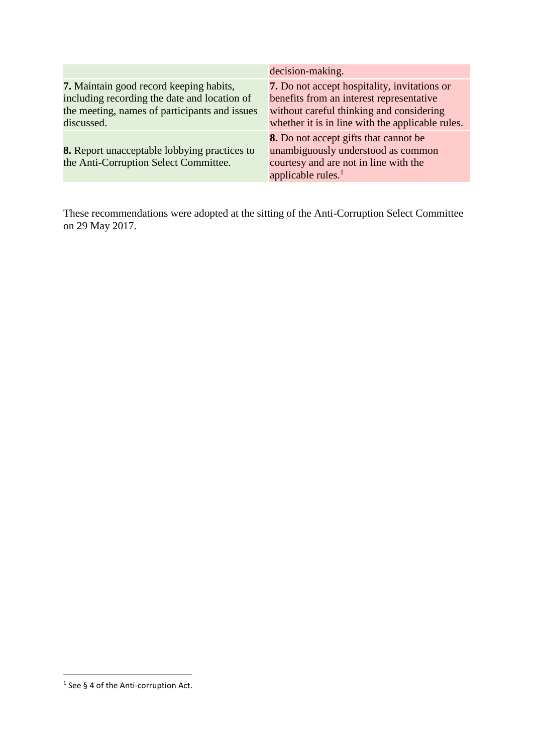| | |
|---|---|
| | decision-making. |
| **7.** Maintain good record keeping habits, including recording the date and location of the meeting, names of participants and issues discussed. | **7.** Do not accept hospitality, invitations or benefits from an interest representative without careful thinking and considering whether it is in line with the applicable rules. |
| **8.** Report unacceptable lobbying practices to the Anti-Corruption Select Committee. | **8.** Do not accept gifts that cannot be unambiguously understood as common courtesy and are not in line with the applicable rules.[1] |

These recommendations were adopted at the sitting of the Anti-Corruption Select Committee on 29 May 2017.

[1] See § 4 of the Anti-corruption Act.